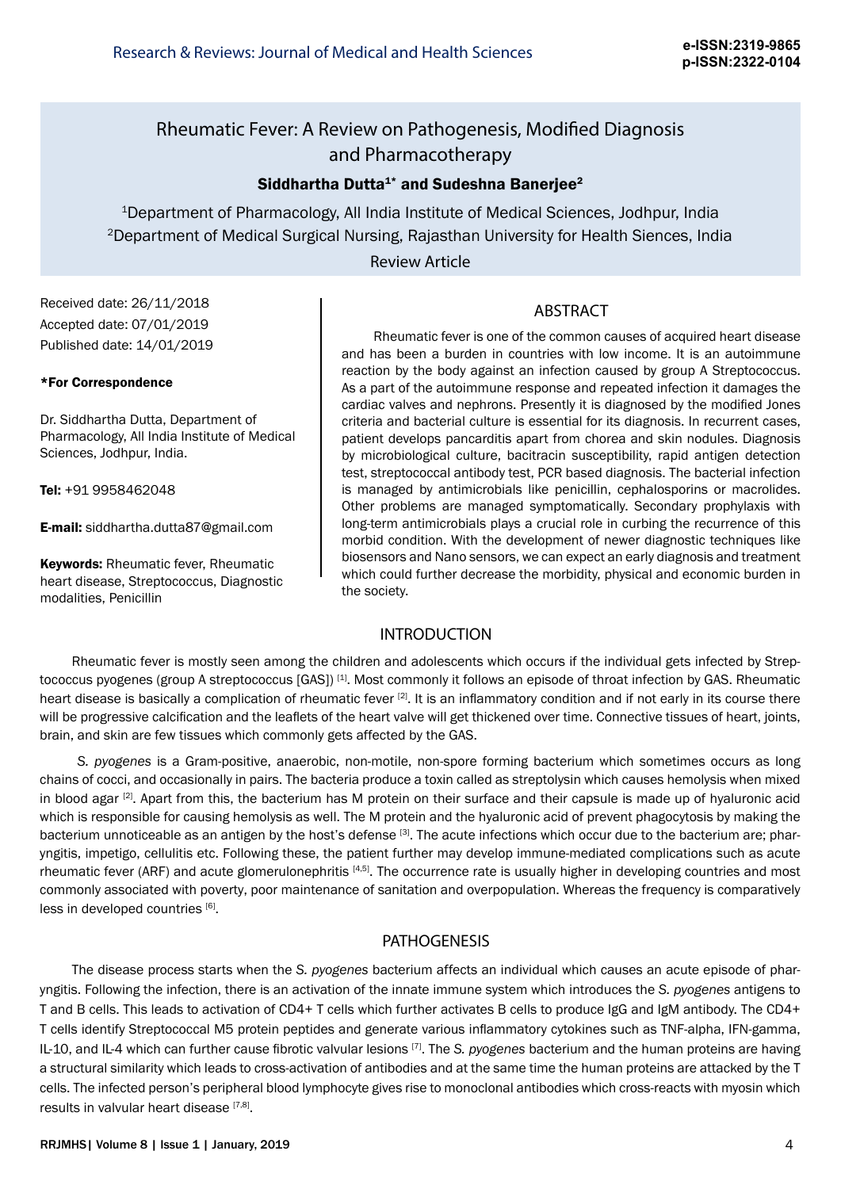# Rheumatic Fever: A Review on Pathogenesis, Modified Diagnosis and Pharmacotherapy

**Siddhartha Dutta[1]* and Sudeshna Banerjee[2]**

[1]Department of Pharmacology, All India Institute of Medical Sciences, Jodhpur, India
[2]Department of Medical Surgical Nursing, Rajasthan University for Health Siences, India

Review Article

Received date: 26/11/2018
Accepted date: 07/01/2019
Published date: 14/01/2019

**\*For Correspondence**

Dr. Siddhartha Dutta, Department of Pharmacology, All India Institute of Medical Sciences, Jodhpur, India.

**Tel:** +91 9958462048

**E-mail:** siddhartha.dutta87@gmail.com

**Keywords:** Rheumatic fever, Rheumatic heart disease, Streptococcus, Diagnostic modalities, Penicillin

## ABSTRACT

Rheumatic fever is one of the common causes of acquired heart disease and has been a burden in countries with low income. It is an autoimmune reaction by the body against an infection caused by group A Streptococcus. As a part of the autoimmune response and repeated infection it damages the cardiac valves and nephrons. Presently it is diagnosed by the modified Jones criteria and bacterial culture is essential for its diagnosis. In recurrent cases, patient develops pancarditis apart from chorea and skin nodules. Diagnosis by microbiological culture, bacitracin susceptibility, rapid antigen detection test, streptococcal antibody test, PCR based diagnosis. The bacterial infection is managed by antimicrobials like penicillin, cephalosporins or macrolides. Other problems are managed symptomatically. Secondary prophylaxis with long-term antimicrobials plays a crucial role in curbing the recurrence of this morbid condition. With the development of newer diagnostic techniques like biosensors and Nano sensors, we can expect an early diagnosis and treatment which could further decrease the morbidity, physical and economic burden in the society.

## INTRODUCTION

Rheumatic fever is mostly seen among the children and adolescents which occurs if the individual gets infected by Streptococcus pyogenes (group A streptococcus [GAS]) [1]. Most commonly it follows an episode of throat infection by GAS. Rheumatic heart disease is basically a complication of rheumatic fever [2]. It is an inflammatory condition and if not early in its course there will be progressive calcification and the leaflets of the heart valve will get thickened over time. Connective tissues of heart, joints, brain, and skin are few tissues which commonly gets affected by the GAS.

*S. pyogenes* is a Gram-positive, anaerobic, non-motile, non-spore forming bacterium which sometimes occurs as long chains of cocci, and occasionally in pairs. The bacteria produce a toxin called as streptolysin which causes hemolysis when mixed in blood agar [2]. Apart from this, the bacterium has M protein on their surface and their capsule is made up of hyaluronic acid which is responsible for causing hemolysis as well. The M protein and the hyaluronic acid of prevent phagocytosis by making the bacterium unnoticeable as an antigen by the host's defense [3]. The acute infections which occur due to the bacterium are; pharyngitis, impetigo, cellulitis etc. Following these, the patient further may develop immune-mediated complications such as acute rheumatic fever (ARF) and acute glomerulonephritis [4,5]. The occurrence rate is usually higher in developing countries and most commonly associated with poverty, poor maintenance of sanitation and overpopulation. Whereas the frequency is comparatively less in developed countries [6].

## PATHOGENESIS

The disease process starts when the *S. pyogenes* bacterium affects an individual which causes an acute episode of pharyngitis. Following the infection, there is an activation of the innate immune system which introduces the *S. pyogenes* antigens to T and B cells. This leads to activation of CD4+ T cells which further activates B cells to produce IgG and IgM antibody. The CD4+ T cells identify Streptococcal M5 protein peptides and generate various inflammatory cytokines such as TNF-alpha, IFN-gamma, IL-10, and IL-4 which can further cause fibrotic valvular lesions [7]. The *S. pyogenes* bacterium and the human proteins are having a structural similarity which leads to cross-activation of antibodies and at the same time the human proteins are attacked by the T cells. The infected person's peripheral blood lymphocyte gives rise to monoclonal antibodies which cross-reacts with myosin which results in valvular heart disease [7,8].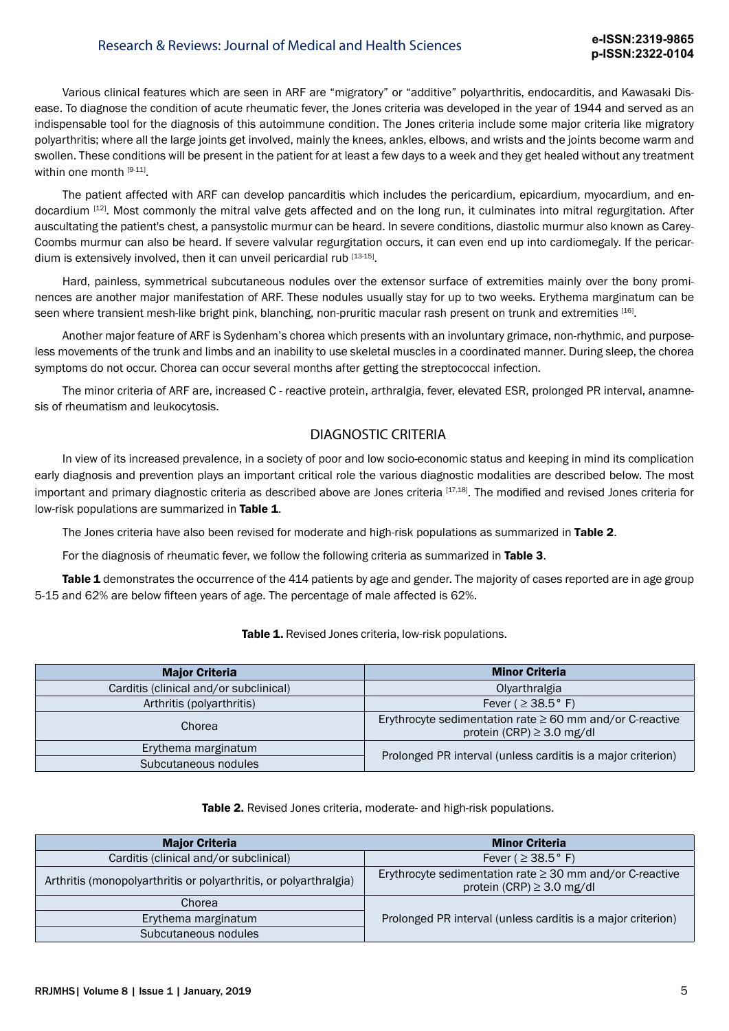Various clinical features which are seen in ARF are "migratory" or "additive" polyarthritis, endocarditis, and Kawasaki Disease. To diagnose the condition of acute rheumatic fever, the Jones criteria was developed in the year of 1944 and served as an indispensable tool for the diagnosis of this autoimmune condition. The Jones criteria include some major criteria like migratory polyarthritis; where all the large joints get involved, mainly the knees, ankles, elbows, and wrists and the joints become warm and swollen. These conditions will be present in the patient for at least a few days to a week and they get healed without any treatment within one month [9-11].

The patient affected with ARF can develop pancarditis which includes the pericardium, epicardium, myocardium, and endocardium [12]. Most commonly the mitral valve gets affected and on the long run, it culminates into mitral regurgitation. After auscultating the patient's chest, a pansystolic murmur can be heard. In severe conditions, diastolic murmur also known as Carey-Coombs murmur can also be heard. If severe valvular regurgitation occurs, it can even end up into cardiomegaly. If the pericardium is extensively involved, then it can unveil pericardial rub [13-15].

Hard, painless, symmetrical subcutaneous nodules over the extensor surface of extremities mainly over the bony prominences are another major manifestation of ARF. These nodules usually stay for up to two weeks. Erythema marginatum can be seen where transient mesh-like bright pink, blanching, non-pruritic macular rash present on trunk and extremities [16].

Another major feature of ARF is Sydenham's chorea which presents with an involuntary grimace, non-rhythmic, and purposeless movements of the trunk and limbs and an inability to use skeletal muscles in a coordinated manner. During sleep, the chorea symptoms do not occur. Chorea can occur several months after getting the streptococcal infection.

The minor criteria of ARF are, increased C - reactive protein, arthralgia, fever, elevated ESR, prolonged PR interval, anamnesis of rheumatism and leukocytosis.

## DIAGNOSTIC CRITERIA

In view of its increased prevalence, in a society of poor and low socio-economic status and keeping in mind its complication early diagnosis and prevention plays an important critical role the various diagnostic modalities are described below. The most important and primary diagnostic criteria as described above are Jones criteria [17,18]. The modified and revised Jones criteria for low-risk populations are summarized in **Table 1**.

The Jones criteria have also been revised for moderate and high-risk populations as summarized in **Table 2**.

For the diagnosis of rheumatic fever, we follow the following criteria as summarized in **Table 3**.

**Table 1** demonstrates the occurrence of the 414 patients by age and gender. The majority of cases reported are in age group 5-15 and 62% are below fifteen years of age. The percentage of male affected is 62%.

**Table 1.** Revised Jones criteria, low-risk populations.

| Major Criteria | Minor Criteria |
|---|---|
| Carditis (clinical and/or subclinical) | Olyarthralgia |
| Arthritis (polyarthritis) | Fever ( ≥ 38.5° F) |
| Chorea | Erythrocyte sedimentation rate ≥ 60 mm and/or C-reactive protein (CRP) ≥ 3.0 mg/dl |
| Erythema marginatum | Prolonged PR interval (unless carditis is a major criterion) |
| Subcutaneous nodules | |

**Table 2.** Revised Jones criteria, moderate- and high-risk populations.

| Major Criteria | Minor Criteria |
|---|---|
| Carditis (clinical and/or subclinical) | Fever ( ≥ 38.5° F) |
| Arthritis (monopolyarthritis or polyarthritis, or polyarthralgia) | Erythrocyte sedimentation rate ≥ 30 mm and/or C-reactive protein (CRP) ≥ 3.0 mg/dl |
| Chorea | Prolonged PR interval (unless carditis is a major criterion) |
| Erythema marginatum | |
| Subcutaneous nodules | |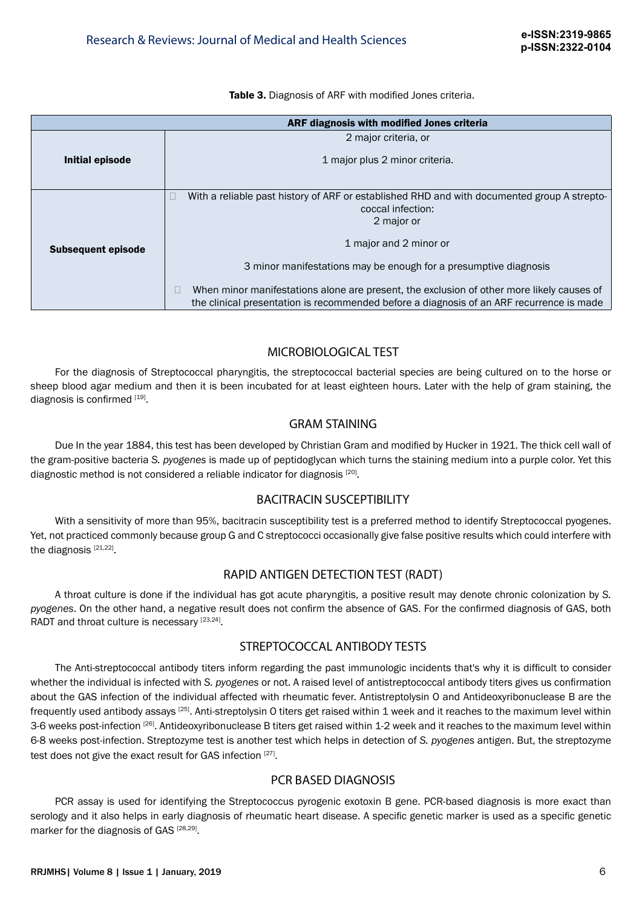**Table 3.** Diagnosis of ARF with modified Jones criteria.

| ARF diagnosis with modified Jones criteria | |
|---|---|
| **Initial episode** | 2 major criteria, or<br><br>1 major plus 2 minor criteria. |
| **Subsequent episode** | With a reliable past history of ARF or established RHD and with documented group A streptococcal infection:<br>2 major or<br><br>1 major and 2 minor or<br><br>3 minor manifestations may be enough for a presumptive diagnosis<br><br>When minor manifestations alone are present, the exclusion of other more likely causes of the clinical presentation is recommended before a diagnosis of an ARF recurrence is made |

## MICROBIOLOGICAL TEST

For the diagnosis of Streptococcal pharyngitis, the streptococcal bacterial species are being cultured on to the horse or sheep blood agar medium and then it is been incubated for at least eighteen hours. Later with the help of gram staining, the diagnosis is confirmed [19].

## GRAM STAINING

Due In the year 1884, this test has been developed by Christian Gram and modified by Hucker in 1921. The thick cell wall of the gram-positive bacteria *S. pyogenes* is made up of peptidoglycan which turns the staining medium into a purple color. Yet this diagnostic method is not considered a reliable indicator for diagnosis [20].

## BACITRACIN SUSCEPTIBILITY

With a sensitivity of more than 95%, bacitracin susceptibility test is a preferred method to identify Streptococcal pyogenes. Yet, not practiced commonly because group G and C streptococci occasionally give false positive results which could interfere with the diagnosis [21,22].

## RAPID ANTIGEN DETECTION TEST (RADT)

A throat culture is done if the individual has got acute pharyngitis, a positive result may denote chronic colonization by *S. pyogenes*. On the other hand, a negative result does not confirm the absence of GAS. For the confirmed diagnosis of GAS, both RADT and throat culture is necessary [23,24].

## STREPTOCOCCAL ANTIBODY TESTS

The Anti-streptococcal antibody titers inform regarding the past immunologic incidents that's why it is difficult to consider whether the individual is infected with *S. pyogenes* or not. A raised level of antistreptococcal antibody titers gives us confirmation about the GAS infection of the individual affected with rheumatic fever. Antistreptolysin O and Antideoxyribonuclease B are the frequently used antibody assays [25]. Anti-streptolysin O titers get raised within 1 week and it reaches to the maximum level within 3-6 weeks post-infection [26]. Antideoxyribonuclease B titers get raised within 1-2 week and it reaches to the maximum level within 6-8 weeks post-infection. Streptozyme test is another test which helps in detection of *S. pyogenes* antigen. But, the streptozyme test does not give the exact result for GAS infection [27].

## PCR BASED DIAGNOSIS

PCR assay is used for identifying the Streptococcus pyrogenic exotoxin B gene. PCR-based diagnosis is more exact than serology and it also helps in early diagnosis of rheumatic heart disease. A specific genetic marker is used as a specific genetic marker for the diagnosis of GAS [28,29].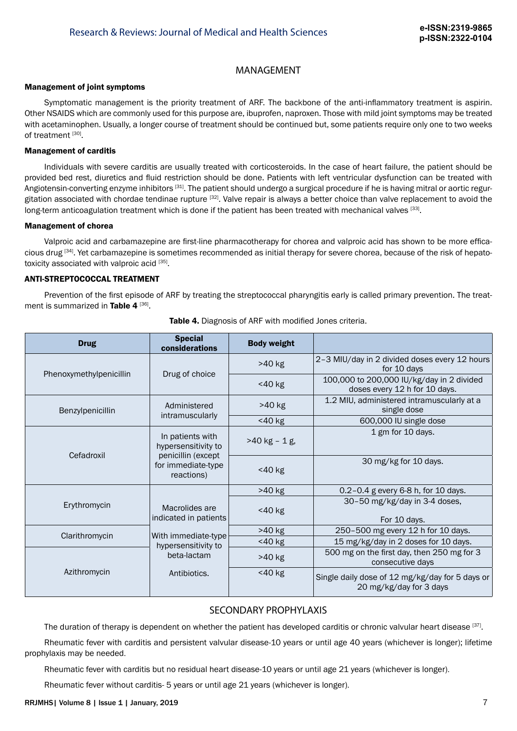## MANAGEMENT

### Management of joint symptoms

Symptomatic management is the priority treatment of ARF. The backbone of the anti-inflammatory treatment is aspirin. Other NSAIDS which are commonly used for this purpose are, ibuprofen, naproxen. Those with mild joint symptoms may be treated with acetaminophen. Usually, a longer course of treatment should be continued but, some patients require only one to two weeks of treatment [30].

### Management of carditis

Individuals with severe carditis are usually treated with corticosteroids. In the case of heart failure, the patient should be provided bed rest, diuretics and fluid restriction should be done. Patients with left ventricular dysfunction can be treated with Angiotensin-converting enzyme inhibitors [31]. The patient should undergo a surgical procedure if he is having mitral or aortic regurgitation associated with chordae tendinae rupture [32]. Valve repair is always a better choice than valve replacement to avoid the long-term anticoagulation treatment which is done if the patient has been treated with mechanical valves [33].

### Management of chorea

Valproic acid and carbamazepine are first-line pharmacotherapy for chorea and valproic acid has shown to be more efficacious drug [34]. Yet carbamazepine is sometimes recommended as initial therapy for severe chorea, because of the risk of hepatotoxicity associated with valproic acid [35].

### ANTI-STREPTOCOCCAL TREATMENT

Prevention of the first episode of ARF by treating the streptococcal pharyngitis early is called primary prevention. The treatment is summarized in **Table 4** [36].

**Table 4.** Diagnosis of ARF with modified Jones criteria.

| Drug | Special considerations | Body weight | |
|---|---|---|---|
| Phenoxymethylpenicillin | Drug of choice | >40 kg | 2–3 MIU/day in 2 divided doses every 12 hours for 10 days |
| | | <40 kg | 100,000 to 200,000 IU/kg/day in 2 divided doses every 12 h for 10 days. |
| Benzylpenicillin | Administered intramuscularly | >40 kg | 1.2 MIU, administered intramuscularly at a single dose |
| | | <40 kg | 600,000 IU single dose |
| Cefadroxil | In patients with hypersensitivity to penicillin (except for immediate-type reactions) | >40 kg – 1 g, | 1 gm for 10 days. |
| | | <40 kg | 30 mg/kg for 10 days. |
| Erythromycin | Macrolides are indicated in patients | >40 kg | 0.2–0.4 g every 6-8 h, for 10 days. |
| | | <40 kg | 30–50 mg/kg/day in 3-4 doses, For 10 days. |
| Clarithromycin | With immediate-type hypersensitivity to beta-lactam Antibiotics. | >40 kg | 250–500 mg every 12 h for 10 days. |
| | | <40 kg | 15 mg/kg/day in 2 doses for 10 days. |
| Azithromycin | | >40 kg | 500 mg on the first day, then 250 mg for 3 consecutive days |
| | | <40 kg | Single daily dose of 12 mg/kg/day for 5 days or 20 mg/kg/day for 3 days |

## SECONDARY PROPHYLAXIS

The duration of therapy is dependent on whether the patient has developed carditis or chronic valvular heart disease [37].

Rheumatic fever with carditis and persistent valvular disease-10 years or until age 40 years (whichever is longer); lifetime prophylaxis may be needed.

Rheumatic fever with carditis but no residual heart disease-10 years or until age 21 years (whichever is longer).

Rheumatic fever without carditis- 5 years or until age 21 years (whichever is longer).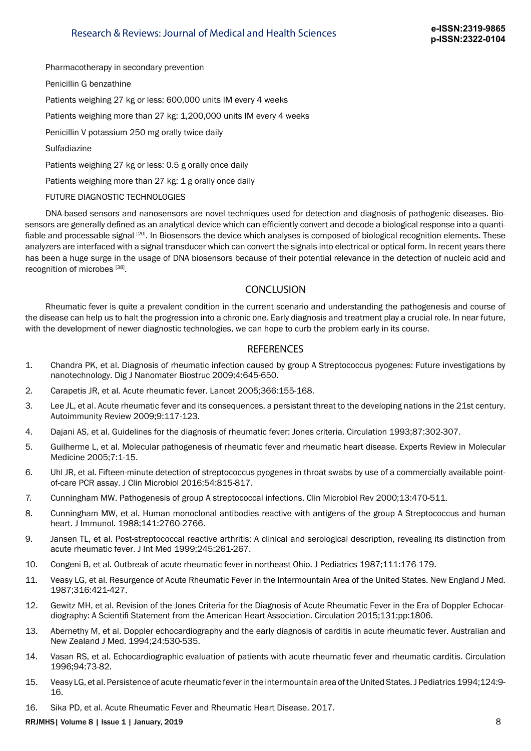Pharmacotherapy in secondary prevention

Penicillin G benzathine

Patients weighing 27 kg or less: 600,000 units IM every 4 weeks

Patients weighing more than 27 kg: 1,200,000 units IM every 4 weeks

Penicillin V potassium 250 mg orally twice daily

Sulfadiazine

Patients weighing 27 kg or less: 0.5 g orally once daily

Patients weighing more than 27 kg: 1 g orally once daily

FUTURE DIAGNOSTIC TECHNOLOGIES

DNA-based sensors and nanosensors are novel techniques used for detection and diagnosis of pathogenic diseases. Biosensors are generally defined as an analytical device which can efficiently convert and decode a biological response into a quantifiable and processable signal [20]. In Biosensors the device which analyses is composed of biological recognition elements. These analyzers are interfaced with a signal transducer which can convert the signals into electrical or optical form. In recent years there has been a huge surge in the usage of DNA biosensors because of their potential relevance in the detection of nucleic acid and recognition of microbes [38].

## CONCLUSION

Rheumatic fever is quite a prevalent condition in the current scenario and understanding the pathogenesis and course of the disease can help us to halt the progression into a chronic one. Early diagnosis and treatment play a crucial role. In near future, with the development of newer diagnostic technologies, we can hope to curb the problem early in its course.

## REFERENCES

1. Chandra PK, et al. Diagnosis of rheumatic infection caused by group A Streptococcus pyogenes: Future investigations by nanotechnology. Dig J Nanomater Biostruc 2009;4:645-650.
2. Carapetis JR, et al. Acute rheumatic fever. Lancet 2005;366:155-168.
3. Lee JL, et al. Acute rheumatic fever and its consequences, a persistant threat to the developing nations in the 21st century. Autoimmunity Review 2009;9:117-123.
4. Dajani AS, et al. Guidelines for the diagnosis of rheumatic fever: Jones criteria. Circulation 1993;87:302-307.
5. Guilherme L, et al. Molecular pathogenesis of rheumatic fever and rheumatic heart disease. Experts Review in Molecular Medicine 2005;7:1-15.
6. Uhl JR, et al. Fifteen-minute detection of streptococcus pyogenes in throat swabs by use of a commercially available point-of-care PCR assay. J Clin Microbiol 2016;54:815-817.
7. Cunningham MW. Pathogenesis of group A streptococcal infections. Clin Microbiol Rev 2000;13:470-511.
8. Cunningham MW, et al. Human monoclonal antibodies reactive with antigens of the group A Streptococcus and human heart. J Immunol. 1988;141:2760-2766.
9. Jansen TL, et al. Post-streptococcal reactive arthritis: A clinical and serological description, revealing its distinction from acute rheumatic fever. J Int Med 1999;245:261-267.
10. Congeni B, et al. Outbreak of acute rheumatic fever in northeast Ohio. J Pediatrics 1987;111:176-179.
11. Veasy LG, et al. Resurgence of Acute Rheumatic Fever in the Intermountain Area of the United States. New England J Med. 1987;316:421-427.
12. Gewitz MH, et al. Revision of the Jones Criteria for the Diagnosis of Acute Rheumatic Fever in the Era of Doppler Echocardiography: A Scientifi Statement from the American Heart Association. Circulation 2015;131:pp:1806.
13. Abernethy M, et al. Doppler echocardiography and the early diagnosis of carditis in acute rheumatic fever. Australian and New Zealand J Med. 1994;24:530-535.
14. Vasan RS, et al. Echocardiographic evaluation of patients with acute rheumatic fever and rheumatic carditis. Circulation 1996;94:73-82.
15. Veasy LG, et al. Persistence of acute rheumatic fever in the intermountain area of the United States. J Pediatrics 1994;124:9-16.
16. Sika PD, et al. Acute Rheumatic Fever and Rheumatic Heart Disease. 2017.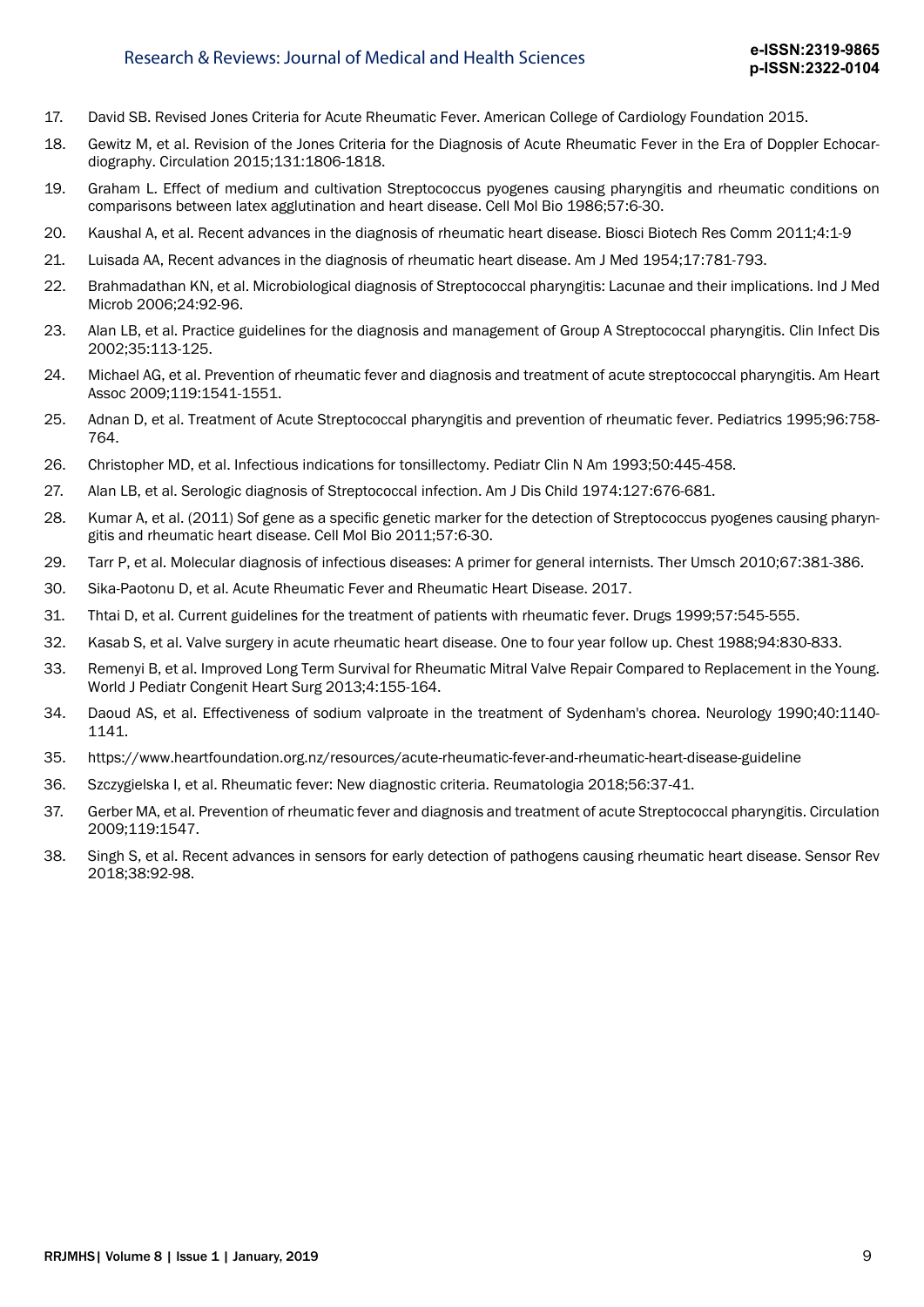17. David SB. Revised Jones Criteria for Acute Rheumatic Fever. American College of Cardiology Foundation 2015.
18. Gewitz M, et al. Revision of the Jones Criteria for the Diagnosis of Acute Rheumatic Fever in the Era of Doppler Echocardiography. Circulation 2015;131:1806-1818.
19. Graham L. Effect of medium and cultivation Streptococcus pyogenes causing pharyngitis and rheumatic conditions on comparisons between latex agglutination and heart disease. Cell Mol Bio 1986;57:6-30.
20. Kaushal A, et al. Recent advances in the diagnosis of rheumatic heart disease. Biosci Biotech Res Comm 2011;4:1-9
21. Luisada AA, Recent advances in the diagnosis of rheumatic heart disease. Am J Med 1954;17:781-793.
22. Brahmadathan KN, et al. Microbiological diagnosis of Streptococcal pharyngitis: Lacunae and their implications. Ind J Med Microb 2006;24:92-96.
23. Alan LB, et al. Practice guidelines for the diagnosis and management of Group A Streptococcal pharyngitis. Clin Infect Dis 2002;35:113-125.
24. Michael AG, et al. Prevention of rheumatic fever and diagnosis and treatment of acute streptococcal pharyngitis. Am Heart Assoc 2009;119:1541-1551.
25. Adnan D, et al. Treatment of Acute Streptococcal pharyngitis and prevention of rheumatic fever. Pediatrics 1995;96:758-764.
26. Christopher MD, et al. Infectious indications for tonsillectomy. Pediatr Clin N Am 1993;50:445-458.
27. Alan LB, et al. Serologic diagnosis of Streptococcal infection. Am J Dis Child 1974:127:676-681.
28. Kumar A, et al. (2011) Sof gene as a specific genetic marker for the detection of Streptococcus pyogenes causing pharyngitis and rheumatic heart disease. Cell Mol Bio 2011;57:6-30.
29. Tarr P, et al. Molecular diagnosis of infectious diseases: A primer for general internists. Ther Umsch 2010;67:381-386.
30. Sika-Paotonu D, et al. Acute Rheumatic Fever and Rheumatic Heart Disease. 2017.
31. Thtai D, et al. Current guidelines for the treatment of patients with rheumatic fever. Drugs 1999;57:545-555.
32. Kasab S, et al. Valve surgery in acute rheumatic heart disease. One to four year follow up. Chest 1988;94:830-833.
33. Remenyi B, et al. Improved Long Term Survival for Rheumatic Mitral Valve Repair Compared to Replacement in the Young. World J Pediatr Congenit Heart Surg 2013;4:155-164.
34. Daoud AS, et al. Effectiveness of sodium valproate in the treatment of Sydenham's chorea. Neurology 1990;40:1140-1141.
35. https://www.heartfoundation.org.nz/resources/acute-rheumatic-fever-and-rheumatic-heart-disease-guideline
36. Szczygielska I, et al. Rheumatic fever: New diagnostic criteria. Reumatologia 2018;56:37-41.
37. Gerber MA, et al. Prevention of rheumatic fever and diagnosis and treatment of acute Streptococcal pharyngitis. Circulation 2009;119:1547.
38. Singh S, et al. Recent advances in sensors for early detection of pathogens causing rheumatic heart disease. Sensor Rev 2018;38:92-98.